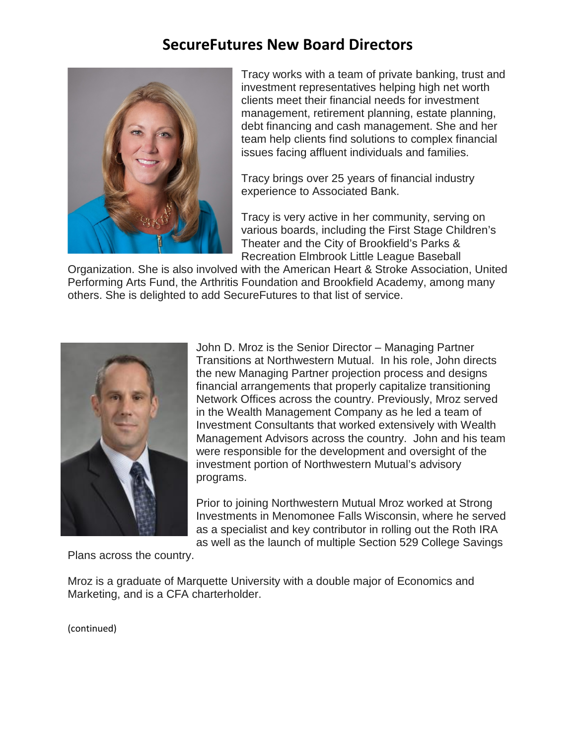# SecureFutures New Board Directors

Tracy works with a team of private banking, trust and investment representatives helping high net worth clients meet their financial needs for investment management, retirement planning, estate planning, debt financing and cash management. She and her team help clients find solutions to complex financial issues facing affluent individuals and families.

Tracy brings over 25 years of financial industry experience to Associated Bank.

Tracy is very active in her community, serving on various boards, including the First Stage Children's Theater and the City of Brookfield's Parks & Recreation Elmbrook Little League Baseball Organization. She is also involved with the American Heart & Stroke Association, United Performing Arts Fund, the Arthritis Foundation and Brookfield Academy, among many others. She is delighted to add SecureFutures to that list of service.

John D. Mroz is the Senior Director – Managing Partner Transitions at Northwestern Mutual. In his role, John directs the new Managing Partner projection process and designs financial arrangements that properly capitalize transitioning Network Offices across the country. Previously, Mroz served in the Wealth Management Company as he led a team of Investment Consultants that worked extensively with Wealth Management Advisors across the country. John and his team were responsible for the development and oversight of the investment portion of Northwestern Mutual's advisory programs.

Prior to joining Northwestern Mutual Mroz worked at Strong Investments in Menomonee Falls Wisconsin, where he served as a specialist and key contributor in rolling out the Roth IRA as well as the launch of multiple Section 529 College Savings Plans across the country.

Mroz is a graduate of Marquette University with a double major of Economics and Marketing, and is a CFA charterholder.

(continued)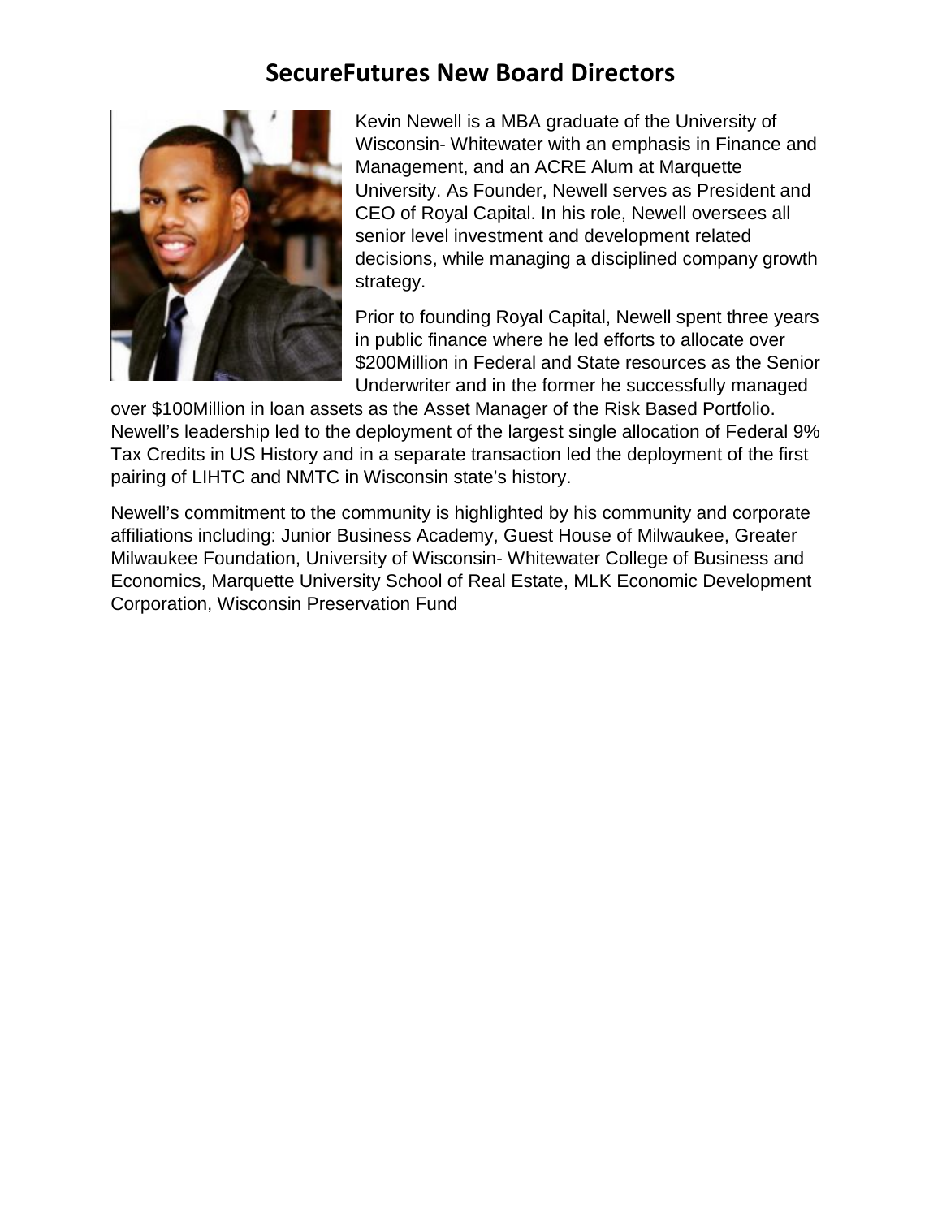# SecureFutures New Board Directors

Kevin Newell is a MBA graduate of the University of Wisconsin- Whitewater with an emphasis in Finance and Management, and an ACRE Alum at Marquette University. As Founder, Newell serves as President and CEO of Royal Capital. In his role, Newell oversees all senior level investment and development related decisions, while managing a disciplined company growth strategy.

Prior to founding Royal Capital, Newell spent three years in public finance where he led efforts to allocate over $200Million in Federal and State resources as the Senior Underwriter and in the former he successfully managed over $100Million in loan assets as the Asset Manager of the Risk Based Portfolio. Newell's leadership led to the deployment of the largest single allocation of Federal 9% Tax Credits in US History and in a separate transaction led the deployment of the first pairing of LIHTC and NMTC in Wisconsin state's history.

Newell's commitment to the community is highlighted by his community and corporate affiliations including: Junior Business Academy, Guest House of Milwaukee, Greater Milwaukee Foundation, University of Wisconsin- Whitewater College of Business and Economics, Marquette University School of Real Estate, MLK Economic Development Corporation, Wisconsin Preservation Fund